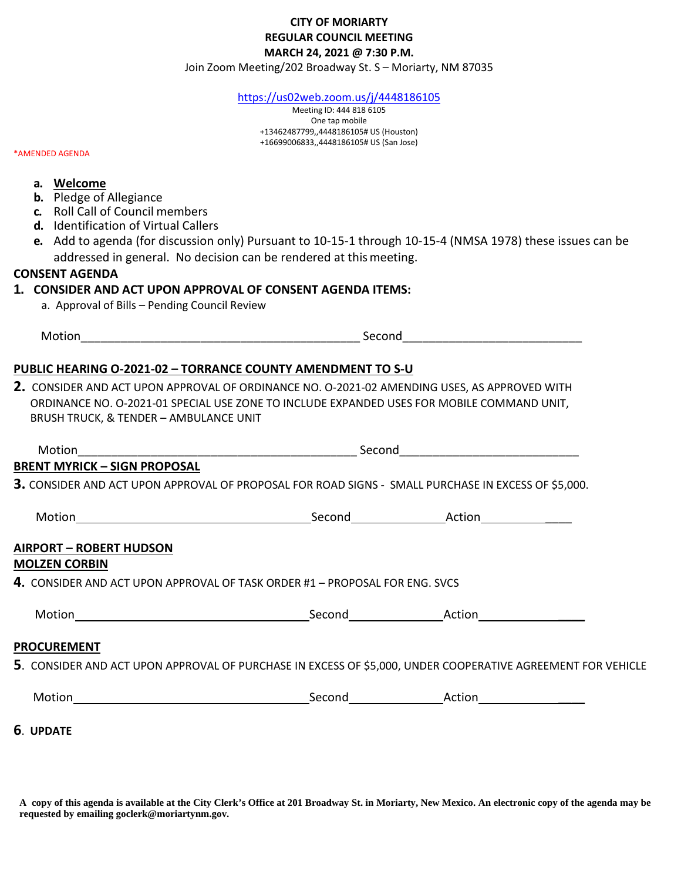**CITY OF MORIARTY**

**REGULAR COUNCIL MEETING**

**MARCH 24, 2021 @ 7:30 P.M.**

Join Zoom Meeting/202 Broadway St. S – Moriarty, NM 87035

https://us02web.zoom.us/j/4448186105

Meeting ID: 444 818 6105

One tap mobile

+13462487799,,4448186105# US (Houston)

+16699006833,,4448186105# US (San Jose)

*AMENDED AGENDA

- **a.** **Welcome**
- **b.** Pledge of Allegiance
- **c.** Roll Call of Council members
- **d.** Identification of Virtual Callers
- **e.** Add to agenda (for discussion only) Pursuant to 10-15-1 through 10-15-4 (NMSA 1978) these issues can be addressed in general. No decision can be rendered at this meeting.

**CONSENT AGENDA**

**1. CONSIDER AND ACT UPON APPROVAL OF CONSENT AGENDA ITEMS:**

a. Approval of Bills – Pending Council Review

Motion___________________________________________ Second___________________________

**PUBLIC HEARING O-2021-02 – TORRANCE COUNTY AMENDMENT TO S-U**

**2.** CONSIDER AND ACT UPON APPROVAL OF ORDINANCE NO. O-2021-02 AMENDING USES, AS APPROVED WITH ORDINANCE NO. O-2021-01 SPECIAL USE ZONE TO INCLUDE EXPANDED USES FOR MOBILE COMMAND UNIT, BRUSH TRUCK, & TENDER – AMBULANCE UNIT

Motion___________________________________________ Second___________________________

**BRENT MYRICK – SIGN PROPOSAL**

**3.** CONSIDER AND ACT UPON APPROVAL OF PROPOSAL FOR ROAD SIGNS - SMALL PURCHASE IN EXCESS OF $5,000.

Motion____________________________________ Second______________ Action______________

**AIRPORT – ROBERT HUDSON**

**MOLZEN CORBIN**

**4.** CONSIDER AND ACT UPON APPROVAL OF TASK ORDER #1 – PROPOSAL FOR ENG. SVCS

Motion____________________________________ Second______________ Action______________

**PROCUREMENT**

**5**. CONSIDER AND ACT UPON APPROVAL OF PURCHASE IN EXCESS OF $5,000, UNDER COOPERATIVE AGREEMENT FOR VEHICLE

Motion____________________________________ Second______________ Action______________

**6**. **UPDATE**

**A copy of this agenda is available at the City Clerk's Office at 201 Broadway St. in Moriarty, New Mexico. An electronic copy of the agenda may be requested by emailing goclerk@moriartynm.gov.**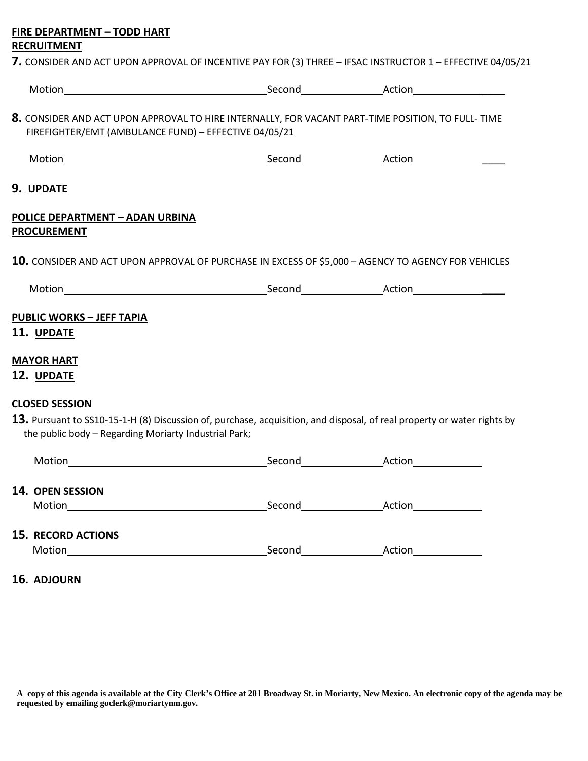**FIRE DEPARTMENT – TODD HART**
**RECRUITMENT**

**7.** CONSIDER AND ACT UPON APPROVAL OF INCENTIVE PAY FOR (3) THREE – IFSAC INSTRUCTOR 1 – EFFECTIVE 04/05/21

Motion\_\_\_\_\_\_\_\_\_\_\_\_\_\_\_\_\_\_\_\_\_\_\_\_\_\_\_\_\_\_\_\_\_\_Second\_\_\_\_\_\_\_\_\_\_\_\_\_\_Action\_\_\_\_\_\_\_\_\_\_\_\_\_\_\_\_

**8.** CONSIDER AND ACT UPON APPROVAL TO HIRE INTERNALLY, FOR VACANT PART-TIME POSITION, TO FULL- TIME FIREFIGHTER/EMT (AMBULANCE FUND) – EFFECTIVE 04/05/21

Motion\_\_\_\_\_\_\_\_\_\_\_\_\_\_\_\_\_\_\_\_\_\_\_\_\_\_\_\_\_\_\_\_\_\_Second\_\_\_\_\_\_\_\_\_\_\_\_\_\_Action\_\_\_\_\_\_\_\_\_\_\_\_\_\_\_\_

**9. UPDATE**

**POLICE DEPARTMENT – ADAN URBINA**
**PROCUREMENT**

**10.** CONSIDER AND ACT UPON APPROVAL OF PURCHASE IN EXCESS OF $5,000 – AGENCY TO AGENCY FOR VEHICLES

Motion\_\_\_\_\_\_\_\_\_\_\_\_\_\_\_\_\_\_\_\_\_\_\_\_\_\_\_\_\_\_\_\_\_\_Second\_\_\_\_\_\_\_\_\_\_\_\_\_\_Action\_\_\_\_\_\_\_\_\_\_\_\_\_\_\_\_

**PUBLIC WORKS – JEFF TAPIA**

**11. UPDATE**

**MAYOR HART**

**12. UPDATE**

**CLOSED SESSION**

**13.** Pursuant to SS10-15-1-H (8) Discussion of, purchase, acquisition, and disposal, of real property or water rights by the public body – Regarding Moriarty Industrial Park;

Motion\_\_\_\_\_\_\_\_\_\_\_\_\_\_\_\_\_\_\_\_\_\_\_\_\_\_\_\_\_\_\_\_\_\_Second\_\_\_\_\_\_\_\_\_\_\_\_\_\_Action\_\_\_\_\_\_\_\_\_\_\_\_

**14. OPEN SESSION**

Motion\_\_\_\_\_\_\_\_\_\_\_\_\_\_\_\_\_\_\_\_\_\_\_\_\_\_\_\_\_\_\_\_\_\_Second\_\_\_\_\_\_\_\_\_\_\_\_\_\_Action\_\_\_\_\_\_\_\_\_\_\_\_

**15. RECORD ACTIONS**

Motion\_\_\_\_\_\_\_\_\_\_\_\_\_\_\_\_\_\_\_\_\_\_\_\_\_\_\_\_\_\_\_\_\_\_Second\_\_\_\_\_\_\_\_\_\_\_\_\_\_Action\_\_\_\_\_\_\_\_\_\_\_\_

**16. ADJOURN**

**A copy of this agenda is available at the City Clerk's Office at 201 Broadway St. in Moriarty, New Mexico. An electronic copy of the agenda may be requested by emailing goclerk@moriartynm.gov.**